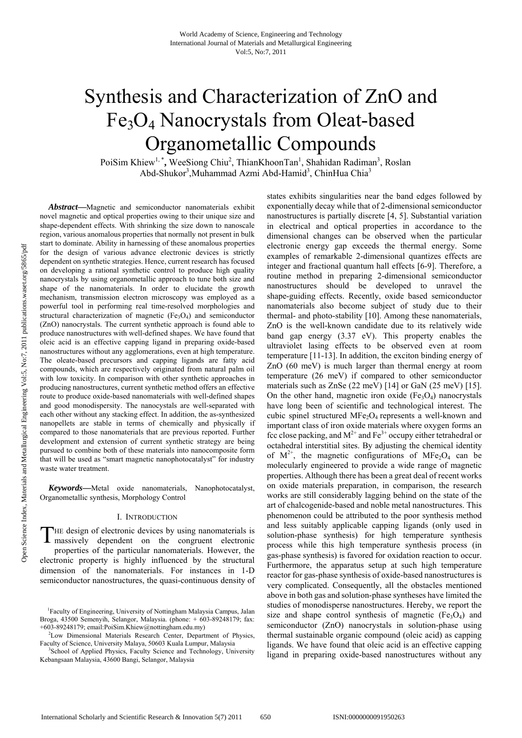# Synthesis and Characterization of ZnO and $Fe_3O_4$ Nanocrystals from Oleat-based Organometallic Compounds

PoiSim Khiew[1,*], WeeSiong Chiu[2], ThianKhoonTan[1], Shahidan Radiman[3], Roslan Abd-Shukor[3], Muhammad Azmi Abd-Hamid[3], ChinHua Chia[3]

***Abstract*—**Magnetic and semiconductor nanomaterials exhibit novel magnetic and optical properties owing to their unique size and shape-dependent effects. With shrinking the size down to nanoscale region, various anomalous properties that normally not present in bulk start to dominate. Ability in harnessing of these anomalous properties for the design of various advance electronic devices is strictly dependent on synthetic strategies. Hence, current research has focused on developing a rational synthetic control to produce high quality nanocrystals by using organometallic approach to tune both size and shape of the nanomaterials. In order to elucidate the growth mechanism, transmission electron microscopy was employed as a powerful tool in performing real time-resolved morphologies and structural characterization of magnetic ($Fe_3O_4$) and semiconductor (ZnO) nanocrystals. The current synthetic approach is found able to produce nanostructures with well-defined shapes. We have found that oleic acid is an effective capping ligand in preparing oxide-based nanostructures without any agglomerations, even at high temperature. The oleate-based precursors and capping ligands are fatty acid compounds, which are respectively originated from natural palm oil with low toxicity. In comparison with other synthetic approaches in producing nanostructures, current synthetic method offers an effective route to produce oxide-based nanomaterials with well-defined shapes and good monodispersity. The nanocystals are well-separated with each other without any stacking effect. In addition, the as-synthesized nanopellets are stable in terms of chemically and physically if compared to those nanomaterials that are previous reported. Further development and extension of current synthetic strategy are being pursued to combine both of these materials into nanocomposite form that will be used as "smart magnetic nanophotocatalyst" for industry waste water treatment.

***Keywords*—**Metal oxide nanomaterials, Nanophotocatalyst, Organometallic synthesis, Morphology Control

## I. Introduction

The design of electronic devices by using nanomaterials is massively dependent on the congruent electronic properties of the particular nanomaterials. However, the electronic property is highly influenced by the structural dimension of the nanomaterials. For instances in 1-D semiconductor nanostructures, the quasi-continuous density of states exhibits singularities near the band edges followed by exponentially decay while that of 2-dimensional semiconductor nanostructures is partially discrete [4, 5]. Substantial variation in electrical and optical properties in accordance to the dimensional changes can be observed when the particular electronic energy gap exceeds the thermal energy. Some examples of remarkable 2-dimensional quantizes effects are integer and fractional quantum hall effects [6-9]. Therefore, a routine method in preparing 2-dimensional semiconductor nanostructures should be developed to unravel the shape-guiding effects. Recently, oxide based semiconductor nanomaterials also become subject of study due to their thermal- and photo-stability [10]. Among these nanomaterials, ZnO is the well-known candidate due to its relatively wide band gap energy (3.37 eV). This property enables the ultraviolet lasing effects to be observed even at room temperature [11-13]. In addition, the exciton binding energy of ZnO (60 meV) is much larger than thermal energy at room temperature (26 meV) if compared to other semiconductor materials such as ZnSe (22 meV) [14] or GaN (25 meV) [15]. On the other hand, magnetic iron oxide ($Fe_3O_4$) nanocrystals have long been of scientific and technological interest. The cubic spinel structured $MFe_2O_4$ represents a well-known and important class of iron oxide materials where oxygen forms an fcc close packing, and $M^{2+}$ and $Fe^{3+}$ occupy either tetrahedral or octahedral interstitial sites. By adjusting the chemical identity of $M^{2+}$, the magnetic configurations of $MFe_2O_4$ can be molecularly engineered to provide a wide range of magnetic properties. Although there has been a great deal of recent works on oxide materials preparation, in comparison, the research works are still considerably lagging behind on the state of the art of chalcogenide-based and noble metal nanostructures. This phenomenon could be attributed to the poor synthesis method and less suitably applicable capping ligands (only used in solution-phase synthesis) for high temperature synthesis process while this high temperature synthesis process (in gas-phase synthesis) is favored for oxidation reaction to occur. Furthermore, the apparatus setup at such high temperature reactor for gas-phase synthesis of oxide-based nanostructures is very complicated. Consequently, all the obstacles mentioned above in both gas and solution-phase syntheses have limited the studies of monodisperse nanostructures. Hereby, we report the size and shape control synthesis of magnetic ($Fe_3O_4$) and semiconductor (ZnO) nanocrystals in solution-phase using thermal sustainable organic compound (oleic acid) as capping ligands. We have found that oleic acid is an effective capping ligand in preparing oxide-based nanostructures without any

[1]Faculty of Engineering, University of Nottingham Malaysia Campus, Jalan Broga, 43500 Semenyih, Selangor, Malaysia. (phone: + 603-89248179; fax: +603-89248179; email:PoiSim.Khiew@nottingham.edu.my)

[2]Low Dimensional Materials Research Center, Department of Physics, Faculty of Science, University Malaya, 50603 Kuala Lumpur, Malaysia

[3]School of Applied Physics, Faculty Science and Technology, University Kebangsaan Malaysia, 43600 Bangi, Selangor, Malaysia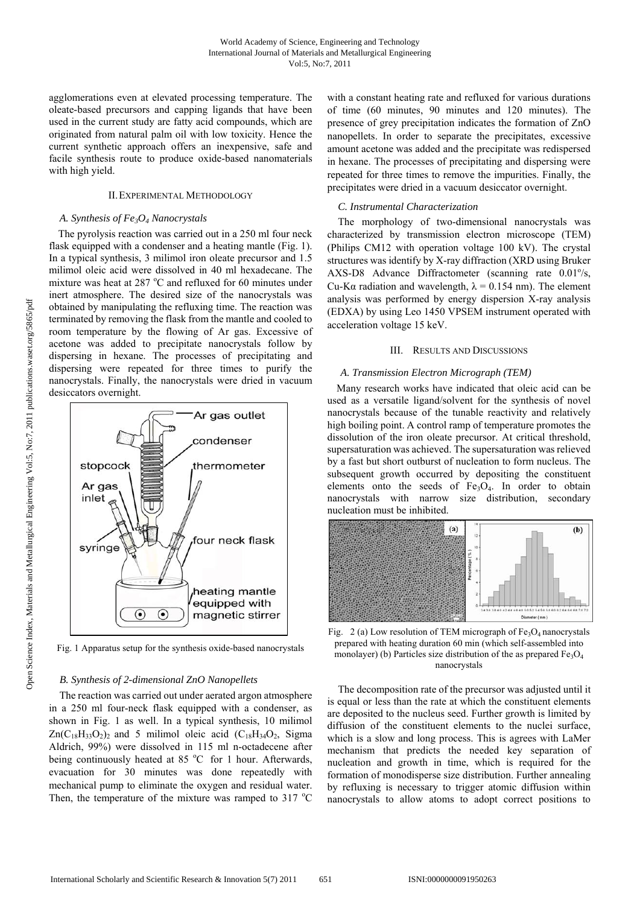agglomerations even at elevated processing temperature. The oleate-based precursors and capping ligands that have been used in the current study are fatty acid compounds, which are originated from natural palm oil with low toxicity. Hence the current synthetic approach offers an inexpensive, safe and facile synthesis route to produce oxide-based nanomaterials with high yield.

## II. Experimental Methodology

### *A. Synthesis of $Fe_3O_4$ Nanocrystals*

The pyrolysis reaction was carried out in a 250 ml four neck flask equipped with a condenser and a heating mantle (Fig. 1). In a typical synthesis, 3 milimol iron oleate precursor and 1.5 milimol oleic acid were dissolved in 40 ml hexadecane. The mixture was heat at 287 °C and refluxed for 60 minutes under inert atmosphere. The desired size of the nanocrystals was obtained by manipulating the refluxing time. The reaction was terminated by removing the flask from the mantle and cooled to room temperature by the flowing of Ar gas. Excessive of acetone was added to precipitate nanocrystals follow by dispersing in hexane. The processes of precipitating and dispersing were repeated for three times to purify the nanocrystals. Finally, the nanocrystals were dried in vacuum desiccators overnight.

Fig. 1 Apparatus setup for the synthesis oxide-based nanocrystals

### *B. Synthesis of 2-dimensional ZnO Nanopellets*

The reaction was carried out under aerated argon atmosphere in a 250 ml four-neck flask equipped with a condenser, as shown in Fig. 1 as well. In a typical synthesis, 10 milimol $Zn(C_{18}H_{33}O_2)_2$ and 5 milimol oleic acid ($C_{18}H_{34}O_2$, Sigma Aldrich, 99%) were dissolved in 115 ml n-octadecene after being continuously heated at 85 °C for 1 hour. Afterwards, evacuation for 30 minutes was done repeatedly with mechanical pump to eliminate the oxygen and residual water. Then, the temperature of the mixture was ramped to 317 °C with a constant heating rate and refluxed for various durations of time (60 minutes, 90 minutes and 120 minutes). The presence of grey precipitation indicates the formation of ZnO nanopellets. In order to separate the precipitates, excessive amount acetone was added and the precipitate was redispersed in hexane. The processes of precipitating and dispersing were repeated for three times to remove the impurities. Finally, the precipitates were dried in a vacuum desiccator overnight.

### *C. Instrumental Characterization*

The morphology of two-dimensional nanocrystals was characterized by transmission electron microscope (TEM) (Philips CM12 with operation voltage 100 kV). The crystal structures was identify by X-ray diffraction (XRD using Bruker AXS-D8 Advance Diffractometer (scanning rate 0.01°/s, Cu-Kα radiation and wavelength, $\lambda = 0.154$ nm). The element analysis was performed by energy dispersion X-ray analysis (EDXA) by using Leo 1450 VPSEM instrument operated with acceleration voltage 15 keV.

## III. Results and Discussions

### *A. Transmission Electron Micrograph (TEM)*

Many research works have indicated that oleic acid can be used as a versatile ligand/solvent for the synthesis of novel nanocrystals because of the tunable reactivity and relatively high boiling point. A control ramp of temperature promotes the dissolution of the iron oleate precursor. At critical threshold, supersaturation was achieved. The supersaturation was relieved by a fast but short outburst of nucleation to form nucleus. The subsequent growth occurred by depositing the constituent elements onto the seeds of $Fe_3O_4$. In order to obtain nanocrystals with narrow size distribution, secondary nucleation must be inhibited.

Fig. 2 (a) Low resolution of TEM micrograph of $Fe_3O_4$ nanocrystals prepared with heating duration 60 min (which self-assembled into monolayer) (b) Particles size distribution of the as prepared $Fe_3O_4$ nanocrystals

The decomposition rate of the precursor was adjusted until it is equal or less than the rate at which the constituent elements are deposited to the nucleus seed. Further growth is limited by diffusion of the constituent elements to the nuclei surface, which is a slow and long process. This is agrees with LaMer mechanism that predicts the needed key separation of nucleation and growth in time, which is required for the formation of monodisperse size distribution. Further annealing by refluxing is necessary to trigger atomic diffusion within nanocrystals to allow atoms to adopt correct positions to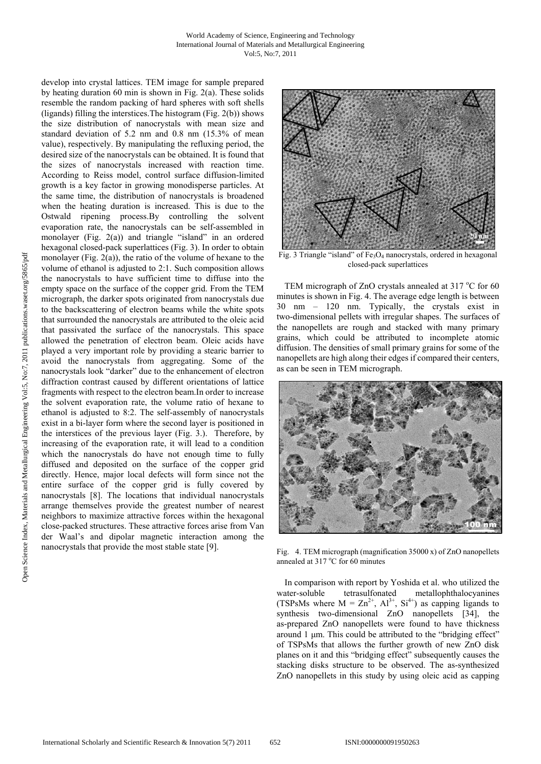develop into crystal lattices. TEM image for sample prepared by heating duration 60 min is shown in Fig. 2(a). These solids resemble the random packing of hard spheres with soft shells (ligands) filling the interstices.The histogram (Fig. 2(b)) shows the size distribution of nanocrystals with mean size and standard deviation of 5.2 nm and 0.8 nm (15.3% of mean value), respectively. By manipulating the refluxing period, the desired size of the nanocrystals can be obtained. It is found that the sizes of nanocrystals increased with reaction time. According to Reiss model, control surface diffusion-limited growth is a key factor in growing monodisperse particles. At the same time, the distribution of nanocrystals is broadened when the heating duration is increased. This is due to the Ostwald ripening process.By controlling the solvent evaporation rate, the nanocrystals can be self-assembled in monolayer (Fig. 2(a)) and triangle "island" in an ordered hexagonal closed-pack superlattices (Fig. 3). In order to obtain monolayer (Fig. 2(a)), the ratio of the volume of hexane to the volume of ethanol is adjusted to 2:1. Such composition allows the nanocrystals to have sufficient time to diffuse into the empty space on the surface of the copper grid. From the TEM micrograph, the darker spots originated from nanocrystals due to the backscattering of electron beams while the white spots that surrounded the nanocrystals are attributed to the oleic acid that passivated the surface of the nanocrystals. This space allowed the penetration of electron beam. Oleic acids have played a very important role by providing a stearic barrier to avoid the nanocrystals from aggregating. Some of the nanocrystals look "darker" due to the enhancement of electron diffraction contrast caused by different orientations of lattice fragments with respect to the electron beam.In order to increase the solvent evaporation rate, the volume ratio of hexane to ethanol is adjusted to 8:2. The self-assembly of nanocrystals exist in a bi-layer form where the second layer is positioned in the interstices of the previous layer (Fig. 3.). Therefore, by increasing of the evaporation rate, it will lead to a condition which the nanocrystals do have not enough time to fully diffused and deposited on the surface of the copper grid directly. Hence, major local defects will form since not the entire surface of the copper grid is fully covered by nanocrystals [8]. The locations that individual nanocrystals arrange themselves provide the greatest number of nearest neighbors to maximize attractive forces within the hexagonal close-packed structures. These attractive forces arise from Van der Waal's and dipolar magnetic interaction among the nanocrystals that provide the most stable state [9].

Fig. 3 Triangle "island" of $Fe_3O_4$ nanocrystals, ordered in hexagonal closed-pack superlattices

TEM micrograph of ZnO crystals annealed at 317 °C for 60 minutes is shown in Fig. 4. The average edge length is between 30 nm – 120 nm. Typically, the crystals exist in two-dimensional pellets with irregular shapes. The surfaces of the nanopellets are rough and stacked with many primary grains, which could be attributed to incomplete atomic diffusion. The densities of small primary grains for some of the nanopellets are high along their edges if compared their centers, as can be seen in TEM micrograph.

Fig. 4. TEM micrograph (magnification 35000 x) of ZnO nanopellets annealed at 317 °C for 60 minutes

In comparison with report by Yoshida et al. who utilized the water-soluble tetrasulfonated metallophthalocyanines (TSPsMs where M = $Zn^{2+}$, $Al^{3+}$, $Si^{4+}$) as capping ligands to synthesis two-dimensional ZnO nanopellets [34], the as-prepared ZnO nanopellets were found to have thickness around 1 μm. This could be attributed to the "bridging effect" of TSPsMs that allows the further growth of new ZnO disk planes on it and this "bridging effect" subsequently causes the stacking disks structure to be observed. The as-synthesized ZnO nanopellets in this study by using oleic acid as capping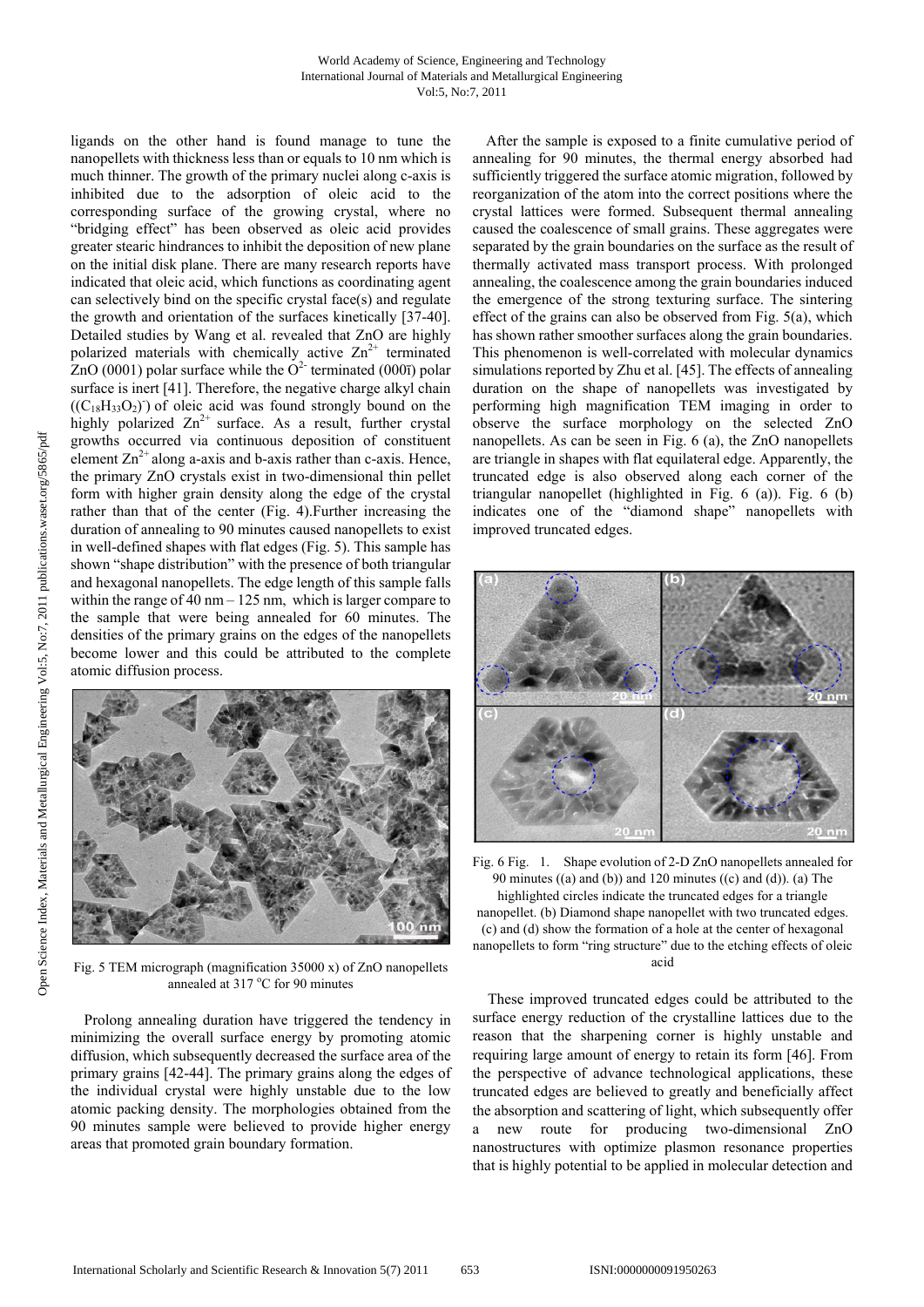ligands on the other hand is found manage to tune the nanopellets with thickness less than or equals to 10 nm which is much thinner. The growth of the primary nuclei along c-axis is inhibited due to the adsorption of oleic acid to the corresponding surface of the growing crystal, where no "bridging effect" has been observed as oleic acid provides greater stearic hindrances to inhibit the deposition of new plane on the initial disk plane. There are many research reports have indicated that oleic acid, which functions as coordinating agent can selectively bind on the specific crystal face(s) and regulate the growth and orientation of the surfaces kinetically [37-40]. Detailed studies by Wang et al. revealed that ZnO are highly polarized materials with chemically active $Zn^{2+}$ terminated ZnO (0001) polar surface while the $O^{2-}$ terminated (000ī) polar surface is inert [41]. Therefore, the negative charge alkyl chain $((C_{18}H_{33}O_2)^-)$ of oleic acid was found strongly bound on the highly polarized $Zn^{2+}$ surface. As a result, further crystal growths occurred via continuous deposition of constituent element $Zn^{2+}$ along a-axis and b-axis rather than c-axis. Hence, the primary ZnO crystals exist in two-dimensional thin pellet form with higher grain density along the edge of the crystal rather than that of the center (Fig. 4).Further increasing the duration of annealing to 90 minutes caused nanopellets to exist in well-defined shapes with flat edges (Fig. 5). This sample has shown "shape distribution" with the presence of both triangular and hexagonal nanopellets. The edge length of this sample falls within the range of 40 nm – 125 nm, which is larger compare to the sample that were being annealed for 60 minutes. The densities of the primary grains on the edges of the nanopellets become lower and this could be attributed to the complete atomic diffusion process.

Fig. 5 TEM micrograph (magnification 35000 x) of ZnO nanopellets annealed at 317 °C for 90 minutes

Prolong annealing duration have triggered the tendency in minimizing the overall surface energy by promoting atomic diffusion, which subsequently decreased the surface area of the primary grains [42-44]. The primary grains along the edges of the individual crystal were highly unstable due to the low atomic packing density. The morphologies obtained from the 90 minutes sample were believed to provide higher energy areas that promoted grain boundary formation.

After the sample is exposed to a finite cumulative period of annealing for 90 minutes, the thermal energy absorbed had sufficiently triggered the surface atomic migration, followed by reorganization of the atom into the correct positions where the crystal lattices were formed. Subsequent thermal annealing caused the coalescence of small grains. These aggregates were separated by the grain boundaries on the surface as the result of thermally activated mass transport process. With prolonged annealing, the coalescence among the grain boundaries induced the emergence of the strong texturing surface. The sintering effect of the grains can also be observed from Fig. 5(a), which has shown rather smoother surfaces along the grain boundaries. This phenomenon is well-correlated with molecular dynamics simulations reported by Zhu et al. [45]. The effects of annealing duration on the shape of nanopellets was investigated by performing high magnification TEM imaging in order to observe the surface morphology on the selected ZnO nanopellets. As can be seen in Fig. 6 (a), the ZnO nanopellets are triangle in shapes with flat equilateral edge. Apparently, the truncated edge is also observed along each corner of the triangular nanopellet (highlighted in Fig. 6 (a)). Fig. 6 (b) indicates one of the "diamond shape" nanopellets with improved truncated edges.

Fig. 6 Fig. 1. Shape evolution of 2-D ZnO nanopellets annealed for 90 minutes ((a) and (b)) and 120 minutes ((c) and (d)). (a) The highlighted circles indicate the truncated edges for a triangle nanopellet. (b) Diamond shape nanopellet with two truncated edges. (c) and (d) show the formation of a hole at the center of hexagonal nanopellets to form "ring structure" due to the etching effects of oleic acid

These improved truncated edges could be attributed to the surface energy reduction of the crystalline lattices due to the reason that the sharpening corner is highly unstable and requiring large amount of energy to retain its form [46]. From the perspective of advance technological applications, these truncated edges are believed to greatly and beneficially affect the absorption and scattering of light, which subsequently offer a new route for producing two-dimensional ZnO nanostructures with optimize plasmon resonance properties that is highly potential to be applied in molecular detection and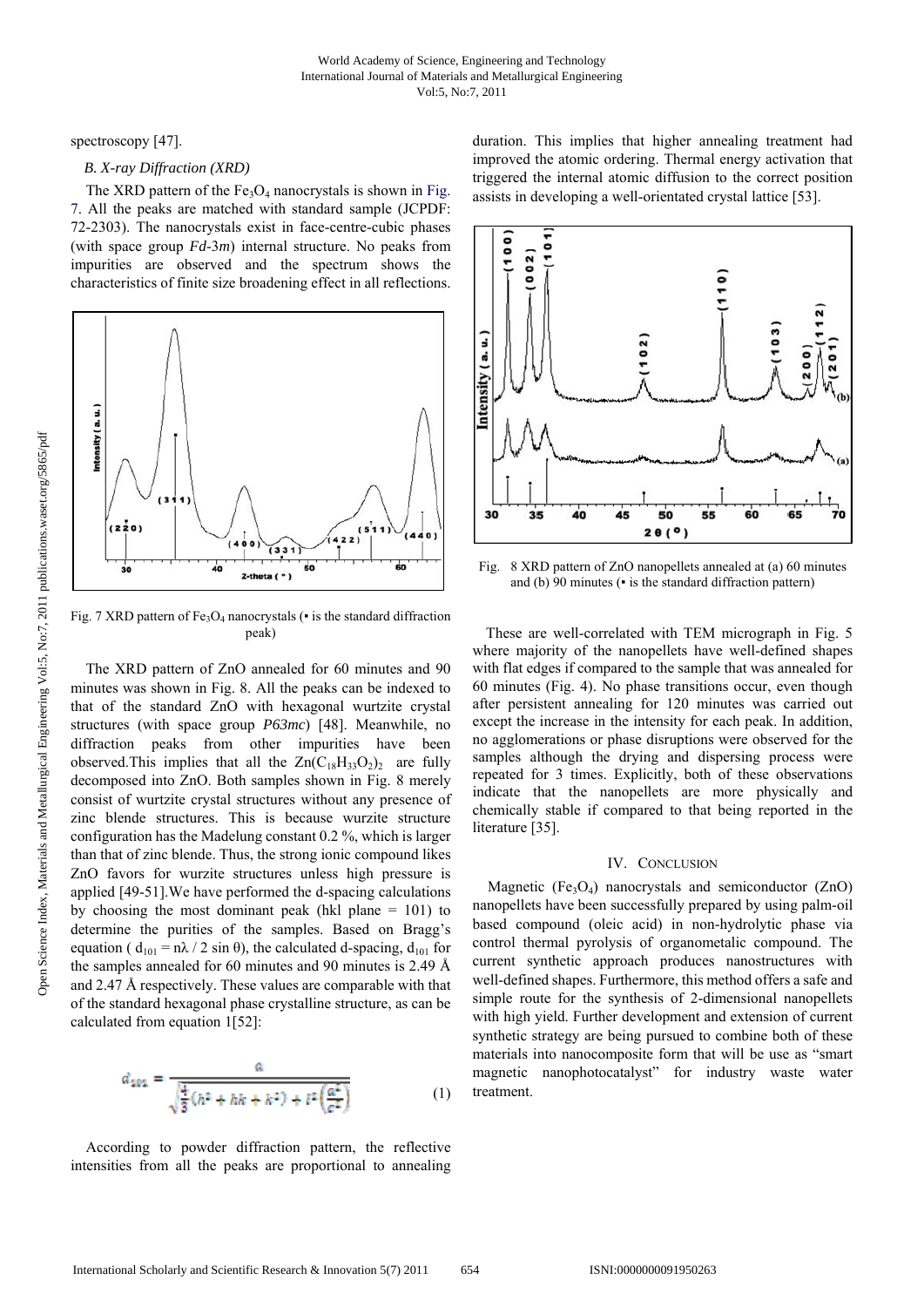spectroscopy [47].

### B. X-ray Diffraction (XRD)

The XRD pattern of the $Fe_3O_4$ nanocrystals is shown in Fig. 7. All the peaks are matched with standard sample (JCPDF: 72-2303). The nanocrystals exist in face-centre-cubic phases (with space group *Fd*-3*m*) internal structure. No peaks from impurities are observed and the spectrum shows the characteristics of finite size broadening effect in all reflections.

Fig. 7 XRD pattern of $Fe_3O_4$ nanocrystals (▪ is the standard diffraction peak)

The XRD pattern of ZnO annealed for 60 minutes and 90 minutes was shown in Fig. 8. All the peaks can be indexed to that of the standard ZnO with hexagonal wurtzite crystal structures (with space group *P63mc*) [48]. Meanwhile, no diffraction peaks from other impurities have been observed.This implies that all the $Zn(C_{18}H_{33}O_2)_2$ are fully decomposed into ZnO. Both samples shown in Fig. 8 merely consist of wurtzite crystal structures without any presence of zinc blende structures. This is because wurzite structure configuration has the Madelung constant 0.2 %, which is larger than that of zinc blende. Thus, the strong ionic compound likes ZnO favors for wurzite structures unless high pressure is applied [49-51].We have performed the d-spacing calculations by choosing the most dominant peak (hkl plane = 101) to determine the purities of the samples. Based on Bragg's equation ( $d_{101} = n\lambda / 2 \sin \theta$), the calculated d-spacing, $d_{101}$ for the samples annealed for 60 minutes and 90 minutes is 2.49 Å and 2.47 Å respectively. These values are comparable with that of the standard hexagonal phase crystalline structure, as can be calculated from equation 1[52]:

$$d_{101} = \frac{a}{\sqrt{\frac{4}{3}(h^2 + hk + k^2) + l^2\left(\frac{a^2}{c^2}\right)}} \quad (1)$$

According to powder diffraction pattern, the reflective intensities from all the peaks are proportional to annealing duration. This implies that higher annealing treatment had improved the atomic ordering. Thermal energy activation that triggered the internal atomic diffusion to the correct position assists in developing a well-orientated crystal lattice [53].

Fig. 8 XRD pattern of ZnO nanopellets annealed at (a) 60 minutes and (b) 90 minutes (▪ is the standard diffraction pattern)

These are well-correlated with TEM micrograph in Fig. 5 where majority of the nanopellets have well-defined shapes with flat edges if compared to the sample that was annealed for 60 minutes (Fig. 4). No phase transitions occur, even though after persistent annealing for 120 minutes was carried out except the increase in the intensity for each peak. In addition, no agglomerations or phase disruptions were observed for the samples although the drying and dispersing process were repeated for 3 times. Explicitly, both of these observations indicate that the nanopellets are more physically and chemically stable if compared to that being reported in the literature [35].

## IV. Conclusion

Magnetic ($Fe_3O_4$) nanocrystals and semiconductor (ZnO) nanopellets have been successfully prepared by using palm-oil based compound (oleic acid) in non-hydrolytic phase via control thermal pyrolysis of organometalic compound. The current synthetic approach produces nanostructures with well-defined shapes. Furthermore, this method offers a safe and simple route for the synthesis of 2-dimensional nanopellets with high yield. Further development and extension of current synthetic strategy are being pursued to combine both of these materials into nanocomposite form that will be use as "smart magnetic nanophotocatalyst" for industry waste water treatment.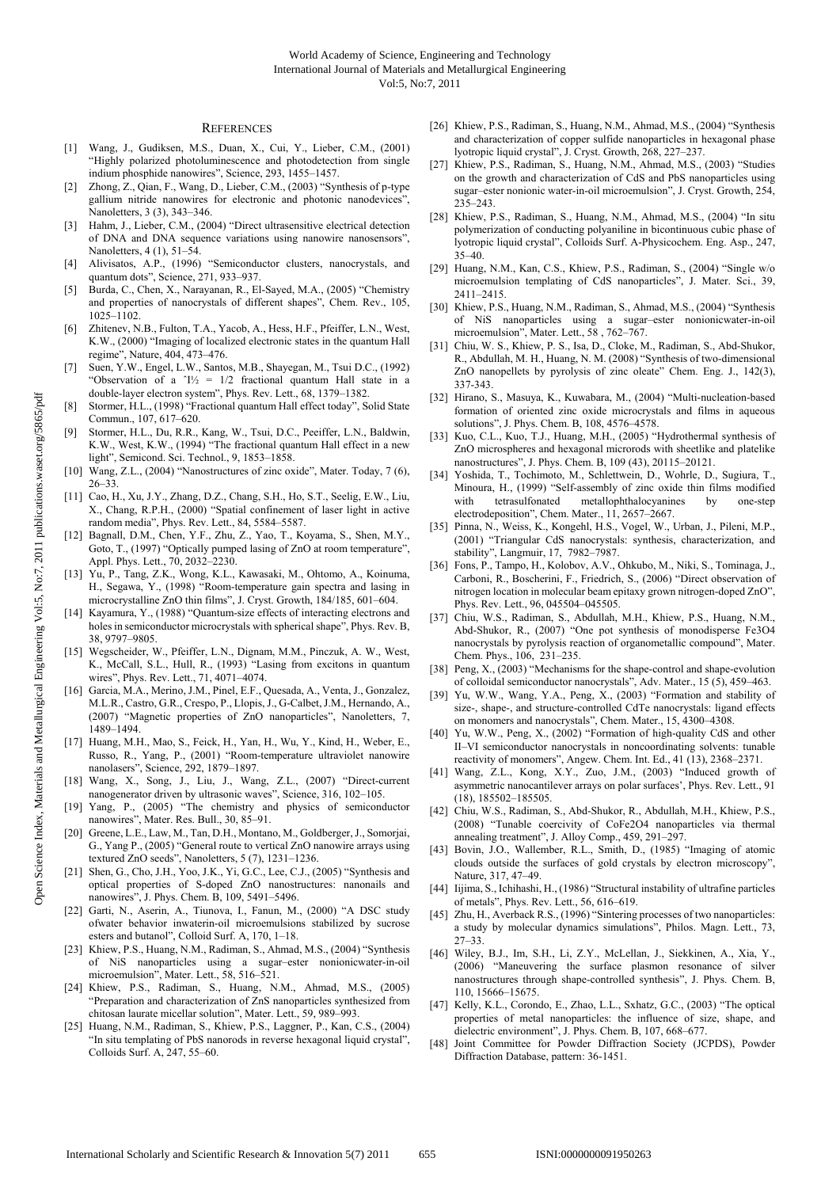# REFERENCES

[1] Wang, J., Gudiksen, M.S., Duan, X., Cui, Y., Lieber, C.M., (2001) "Highly polarized photoluminescence and photodetection from single indium phosphide nanowires", Science, 293, 1455–1457.

[2] Zhong, Z., Qian, F., Wang, D., Lieber, C.M., (2003) "Synthesis of p-type gallium nitride nanowires for electronic and photonic nanodevices", Nanoletters, 3 (3), 343–346.

[3] Hahm, J., Lieber, C.M., (2004) "Direct ultrasensitive electrical detection of DNA and DNA sequence variations using nanowire nanosensors", Nanoletters, 4 (1), 51–54.

[4] Alivisatos, A.P., (1996) "Semiconductor clusters, nanocrystals, and quantum dots", Science, 271, 933–937.

[5] Burda, C., Chen, X., Narayanan, R., El-Sayed, M.A., (2005) "Chemistry and properties of nanocrystals of different shapes", Chem. Rev., 105, 1025–1102.

[6] Zhitenev, N.B., Fulton, T.A., Yacob, A., Hess, H.F., Pfeiffer, L.N., West, K.W., (2000) "Imaging of localized electronic states in the quantum Hall regime", Nature, 404, 473–476.

[7] Suen, Y.W., Engel, L.W., Santos, M.B., Shayegan, M., Tsui D.C., (1992) "Observation of a ˆI½ = 1/2 fractional quantum Hall state in a double-layer electron system", Phys. Rev. Lett., 68, 1379–1382.

[8] Stormer, H.L., (1998) "Fractional quantum Hall effect today", Solid State Commun., 107, 617–620.

[9] Stormer, H.L., Du, R.R., Kang, W., Tsui, D.C., Peeiffer, L.N., Baldwin, K.W., West, K.W., (1994) "The fractional quantum Hall effect in a new light", Semicond. Sci. Technol., 9, 1853–1858.

[10] Wang, Z.L., (2004) "Nanostructures of zinc oxide", Mater. Today, 7 (6), 26–33.

[11] Cao, H., Xu, J.Y., Zhang, D.Z., Chang, S.H., Ho, S.T., Seelig, E.W., Liu, X., Chang, R.P.H., (2000) "Spatial confinement of laser light in active random media", Phys. Rev. Lett., 84, 5584–5587.

[12] Bagnall, D.M., Chen, Y.F., Zhu, Z., Yao, T., Koyama, S., Shen, M.Y., Goto, T., (1997) "Optically pumped lasing of ZnO at room temperature", Appl. Phys. Lett., 70, 2032–2230.

[13] Yu, P., Tang, Z.K., Wong, K.L., Kawasaki, M., Ohtomo, A., Koinuma, H., Segawa, Y., (1998) "Room-temperature gain spectra and lasing in microcrystalline ZnO thin films", J. Cryst. Growth, 184/185, 601–604.

[14] Kayamura, Y., (1988) "Quantum-size effects of interacting electrons and holes in semiconductor microcrystals with spherical shape", Phys. Rev. B, 38, 9797–9805.

[15] Wegscheider, W., Pfeiffer, L.N., Dignam, M.M., Pinczuk, A. W., West, K., McCall, S.L., Hull, R., (1993) "Lasing from excitons in quantum wires", Phys. Rev. Lett., 71, 4071–4074.

[16] Garcia, M.A., Merino, J.M., Pinel, E.F., Quesada, A., Venta, J., Gonzalez, M.L.R., Castro, G.R., Crespo, P., Llopis, J., G-Calbet, J.M., Hernando, A., (2007) "Magnetic properties of ZnO nanoparticles", Nanoletters, 7, 1489–1494.

[17] Huang, M.H., Mao, S., Feick, H., Yan, H., Wu, Y., Kind, H., Weber, E., Russo, R., Yang, P., (2001) "Room-temperature ultraviolet nanowire nanolasers", Science, 292, 1879–1897.

[18] Wang, X., Song, J., Liu, J., Wang, Z.L., (2007) "Direct-current nanogenerator driven by ultrasonic waves", Science, 316, 102–105.

[19] Yang, P., (2005) "The chemistry and physics of semiconductor nanowires", Mater. Res. Bull., 30, 85–91.

[20] Greene, L.E., Law, M., Tan, D.H., Montano, M., Goldberger, J., Somorjai, G., Yang P., (2005) "General route to vertical ZnO nanowire arrays using textured ZnO seeds", Nanoletters, 5 (7), 1231–1236.

[21] Shen, G., Cho, J.H., Yoo, J.K., Yi, G.C., Lee, C.J., (2005) "Synthesis and optical properties of S-doped ZnO nanostructures: nanonails and nanowires", J. Phys. Chem. B, 109, 5491–5496.

[22] Garti, N., Aserin, A., Tiunova, I., Fanun, M., (2000) "A DSC study ofwater behavior inwaterin-oil microemulsions stabilized by sucrose esters and butanol", Colloid Surf. A, 170, 1–18.

[23] Khiew, P.S., Huang, N.M., Radiman, S., Ahmad, M.S., (2004) "Synthesis of NiS nanoparticles using a sugar–ester nonionicwater-in-oil microemulsion", Mater. Lett., 58, 516–521.

[24] Khiew, P.S., Radiman, S., Huang, N.M., Ahmad, M.S., (2005) "Preparation and characterization of ZnS nanoparticles synthesized from chitosan laurate micellar solution", Mater. Lett., 59, 989–993.

[25] Huang, N.M., Radiman, S., Khiew, P.S., Laggner, P., Kan, C.S., (2004) "In situ templating of PbS nanorods in reverse hexagonal liquid crystal", Colloids Surf. A, 247, 55–60.

[26] Khiew, P.S., Radiman, S., Huang, N.M., Ahmad, M.S., (2004) "Synthesis and characterization of copper sulfide nanoparticles in hexagonal phase lyotropic liquid crystal", J. Cryst. Growth, 268, 227–237.

[27] Khiew, P.S., Radiman, S., Huang, N.M., Ahmad, M.S., (2003) "Studies on the growth and characterization of CdS and PbS nanoparticles using sugar–ester nonionic water-in-oil microemulsion", J. Cryst. Growth, 254, 235–243.

[28] Khiew, P.S., Radiman, S., Huang, N.M., Ahmad, M.S., (2004) "In situ polymerization of conducting polyaniline in bicontinuous cubic phase of lyotropic liquid crystal", Colloids Surf. A-Physicochem. Eng. Asp., 247, 35–40.

[29] Huang, N.M., Kan, C.S., Khiew, P.S., Radiman, S., (2004) "Single w/o microemulsion templating of CdS nanoparticles", J. Mater. Sci., 39, 2411–2415.

[30] Khiew, P.S., Huang, N.M., Radiman, S., Ahmad, M.S., (2004) "Synthesis of NiS nanoparticles using a sugar–ester nonionicwater-in-oil microemulsion", Mater. Lett., 58 , 762–767.

[31] Chiu, W. S., Khiew, P. S., Isa, D., Cloke, M., Radiman, S., Abd-Shukor, R., Abdullah, M. H., Huang, N. M. (2008) "Synthesis of two-dimensional ZnO nanopellets by pyrolysis of zinc oleate" Chem. Eng. J., 142(3), 337-343.

[32] Hirano, S., Masuya, K., Kuwabara, M., (2004) "Multi-nucleation-based formation of oriented zinc oxide microcrystals and films in aqueous solutions", J. Phys. Chem. B, 108, 4576–4578.

[33] Kuo, C.L., Kuo, T.J., Huang, M.H., (2005) "Hydrothermal synthesis of ZnO microspheres and hexagonal microrods with sheetlike and platelike nanostructures", J. Phys. Chem. B, 109 (43), 20115–20121.

[34] Yoshida, T., Tochimoto, M., Schlettwein, D., Wohrle, D., Sugiura, T., Minoura, H., (1999) "Self-assembly of zinc oxide thin films modified with tetrasulfonated metallophthalocyanines by one-step electrodeposition", Chem. Mater., 11, 2657–2667.

[35] Pinna, N., Weiss, K., Kongehl, H.S., Vogel, W., Urban, J., Pileni, M.P., (2001) "Triangular CdS nanocrystals: synthesis, characterization, and stability", Langmuir, 17, 7982–7987.

[36] Fons, P., Tampo, H., Kolobov, A.V., Ohkubo, M., Niki, S., Tominaga, J., Carboni, R., Boscherini, F., Friedrich, S., (2006) "Direct observation of nitrogen location in molecular beam epitaxy grown nitrogen-doped ZnO", Phys. Rev. Lett., 96, 045504–045505.

[37] Chiu, W.S., Radiman, S., Abdullah, M.H., Khiew, P.S., Huang, N.M., Abd-Shukor, R., (2007) "One pot synthesis of monodisperse Fe3O4 nanocrystals by pyrolysis reaction of organometallic compound", Mater. Chem. Phys., 106, 231–235.

[38] Peng, X., (2003) "Mechanisms for the shape-control and shape-evolution of colloidal semiconductor nanocrystals", Adv. Mater., 15 (5), 459–463.

[39] Yu, W.W., Wang, Y.A., Peng, X., (2003) "Formation and stability of size-, shape-, and structure-controlled CdTe nanocrystals: ligand effects on monomers and nanocrystals", Chem. Mater., 15, 4300–4308.

[40] Yu, W.W., Peng, X., (2002) "Formation of high-quality CdS and other II–VI semiconductor nanocrystals in noncoordinating solvents: tunable reactivity of monomers", Angew. Chem. Int. Ed., 41 (13), 2368–2371.

[41] Wang, Z.L., Kong, X.Y., Zuo, J.M., (2003) "Induced growth of asymmetric nanocantilever arrays on polar surfaces', Phys. Rev. Lett., 91 (18), 185502–185505.

[42] Chiu, W.S., Radiman, S., Abd-Shukor, R., Abdullah, M.H., Khiew, P.S., (2008) "Tunable coercivity of CoFe2O4 nanoparticles via thermal annealing treatment", J. Alloy Comp., 459, 291–297.

[43] Bovin, J.O., Wallember, R.L., Smith, D., (1985) "Imaging of atomic clouds outside the surfaces of gold crystals by electron microscopy", Nature, 317, 47–49.

[44] Iijima, S., Ichihashi, H., (1986) "Structural instability of ultrafine particles of metals", Phys. Rev. Lett., 56, 616–619.

[45] Zhu, H., Averback R.S., (1996) "Sintering processes of two nanoparticles: a study by molecular dynamics simulations", Philos. Magn. Lett., 73, 27–33.

[46] Wiley, B.J., Im, S.H., Li, Z.Y., McLellan, J., Siekkinen, A., Xia, Y., (2006) "Maneuvering the surface plasmon resonance of silver nanostructures through shape-controlled synthesis", J. Phys. Chem. B, 110, 15666–15675.

[47] Kelly, K.L., Corondo, E., Zhao, L.L., Sxhatz, G.C., (2003) "The optical properties of metal nanoparticles: the influence of size, shape, and dielectric environment", J. Phys. Chem. B, 107, 668–677.

[48] Joint Committee for Powder Diffraction Society (JCPDS), Powder Diffraction Database, pattern: 36-1451.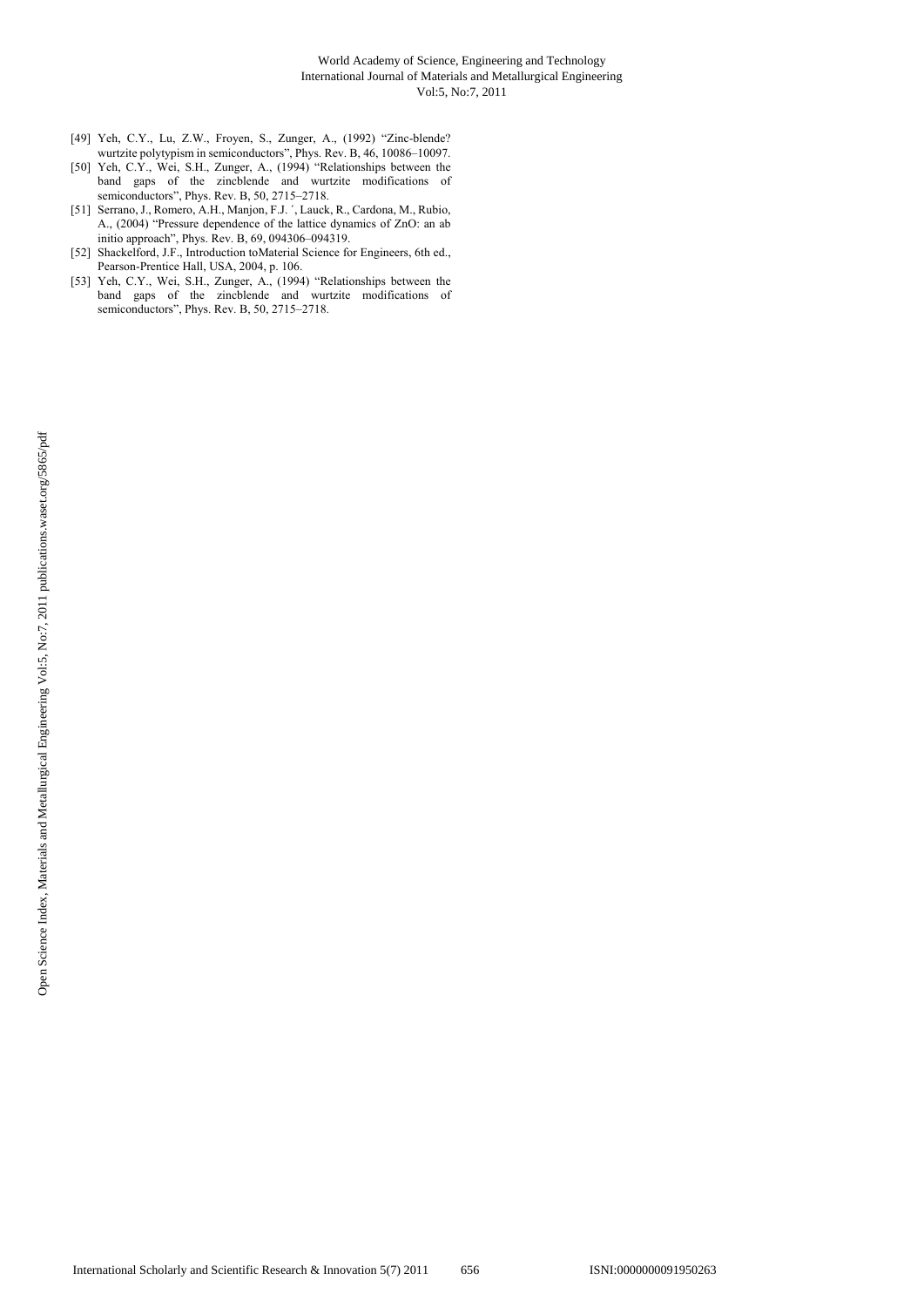[49] Yeh, C.Y., Lu, Z.W., Froyen, S., Zunger, A., (1992) "Zinc-blende? wurtzite polytypism in semiconductors", Phys. Rev. B, 46, 10086–10097.

[50] Yeh, C.Y., Wei, S.H., Zunger, A., (1994) "Relationships between the band gaps of the zincblende and wurtzite modifications of semiconductors", Phys. Rev. B, 50, 2715–2718.

[51] Serrano, J., Romero, A.H., Manjon, F.J. ´, Lauck, R., Cardona, M., Rubio, A., (2004) "Pressure dependence of the lattice dynamics of ZnO: an ab initio approach", Phys. Rev. B, 69, 094306–094319.

[52] Shackelford, J.F., Introduction toMaterial Science for Engineers, 6th ed., Pearson-Prentice Hall, USA, 2004, p. 106.

[53] Yeh, C.Y., Wei, S.H., Zunger, A., (1994) "Relationships between the band gaps of the zincblende and wurtzite modifications of semiconductors", Phys. Rev. B, 50, 2715–2718.